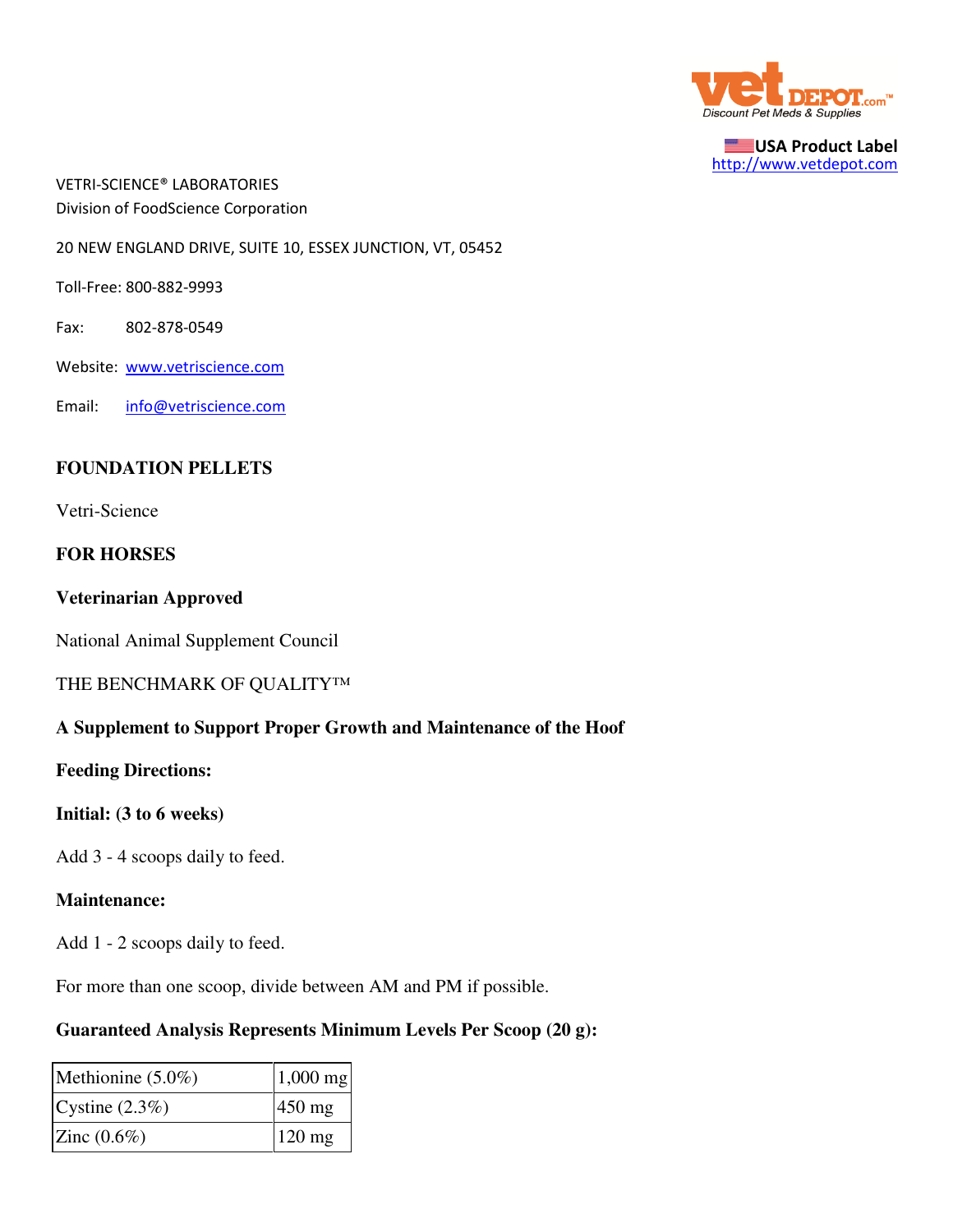vet DEPOT.com™
Discount Pet Meds & Supplies

USA Product Label
http://www.vetdepot.com

VETRI-SCIENCE® LABORATORIES
Division of FoodScience Corporation

20 NEW ENGLAND DRIVE, SUITE 10, ESSEX JUNCTION, VT, 05452

Toll-Free: 800-882-9993

Fax: 802-878-0549

Website: www.vetriscience.com

Email: info@vetriscience.com

## FOUNDATION PELLETS

Vetri-Science

**FOR HORSES**

**Veterinarian Approved**

National Animal Supplement Council

THE BENCHMARK OF QUALITY™

**A Supplement to Support Proper Growth and Maintenance of the Hoof**

**Feeding Directions:**

**Initial: (3 to 6 weeks)**

Add 3 - 4 scoops daily to feed.

**Maintenance:**

Add 1 - 2 scoops daily to feed.

For more than one scoop, divide between AM and PM if possible.

**Guaranteed Analysis Represents Minimum Levels Per Scoop (20 g):**

| | |
|---|---|
| Methionine (5.0%) | 1,000 mg |
| Cystine (2.3%) | 450 mg |
| Zinc (0.6%) | 120 mg |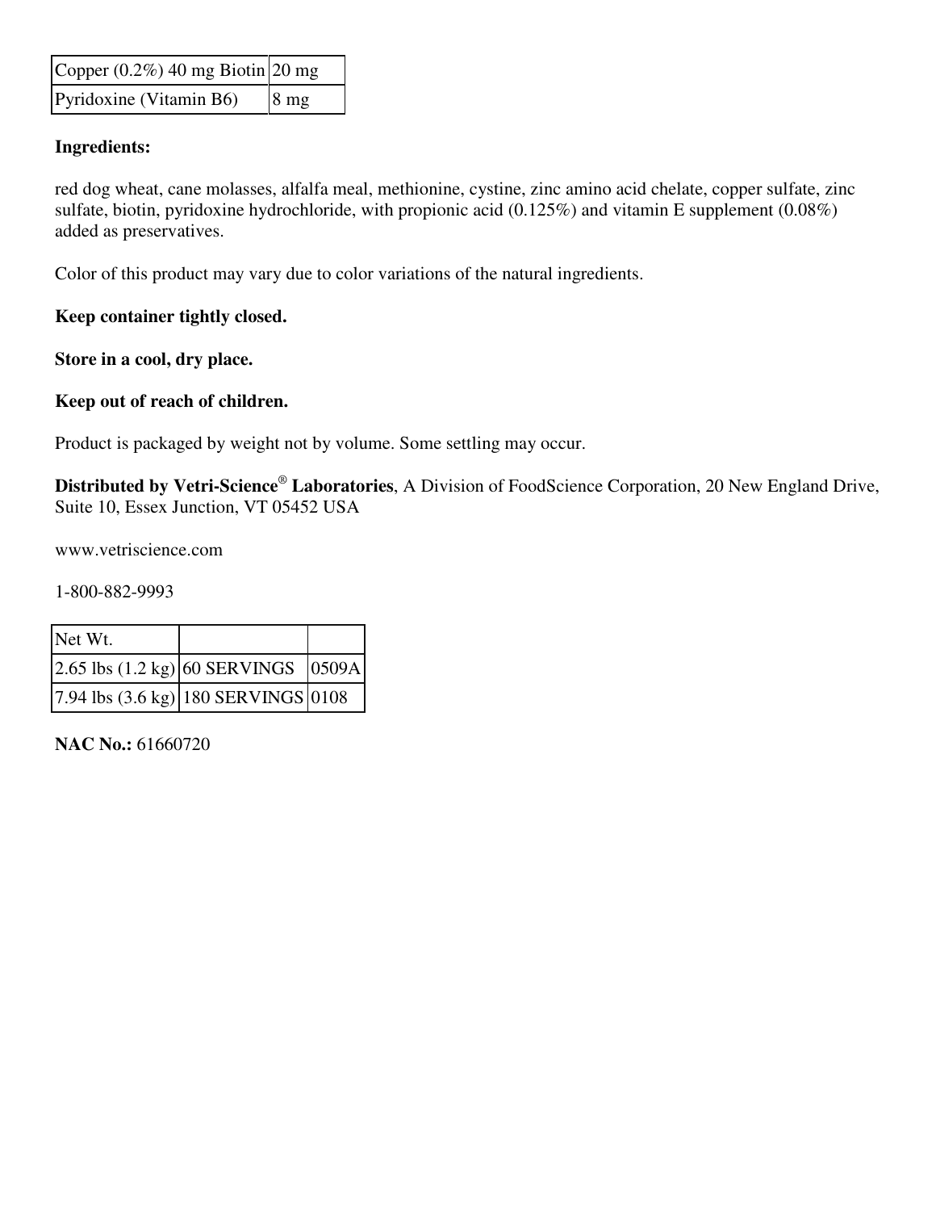| | |
|---|---|
| Copper (0.2%) 40 mg Biotin | 20 mg |
| Pyridoxine (Vitamin B6) | 8 mg |

**Ingredients:**

red dog wheat, cane molasses, alfalfa meal, methionine, cystine, zinc amino acid chelate, copper sulfate, zinc sulfate, biotin, pyridoxine hydrochloride, with propionic acid (0.125%) and vitamin E supplement (0.08%) added as preservatives.

Color of this product may vary due to color variations of the natural ingredients.

**Keep container tightly closed.**

**Store in a cool, dry place.**

**Keep out of reach of children.**

Product is packaged by weight not by volume. Some settling may occur.

**Distributed by Vetri-Science® Laboratories**, A Division of FoodScience Corporation, 20 New England Drive, Suite 10, Essex Junction, VT 05452 USA

www.vetriscience.com

1-800-882-9993

| Net Wt. | | |
|---|---|---|
| 2.65 lbs (1.2 kg) | 60 SERVINGS | 0509A |
| 7.94 lbs (3.6 kg) | 180 SERVINGS | 0108 |

**NAC No.:** 61660720